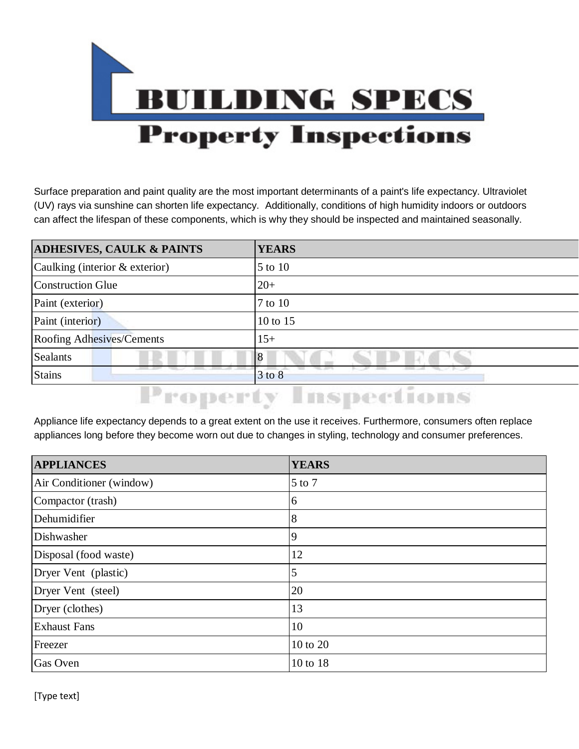# BUILDING SPECS Property Inspections

Surface preparation and paint quality are the most important determinants of a paint's life expectancy. Ultraviolet (UV) rays via sunshine can shorten life expectancy. Additionally, conditions of high humidity indoors or outdoors can affect the lifespan of these components, which is why they should be inspected and maintained seasonally.

| ADHESIVES, CAULK & PAINTS | YEARS |
|---|---|
| Caulking (interior & exterior) | 5 to 10 |
| Construction Glue | 20+ |
| Paint (exterior) | 7 to 10 |
| Paint (interior) | 10 to 15 |
| Roofing Adhesives/Cements | 15+ |
| Sealants | 8 |
| Stains | 3 to 8 |

Appliance life expectancy depends to a great extent on the use it receives. Furthermore, consumers often replace appliances long before they become worn out due to changes in styling, technology and consumer preferences.

| APPLIANCES | YEARS |
|---|---|
| Air Conditioner (window) | 5 to 7 |
| Compactor (trash) | 6 |
| Dehumidifier | 8 |
| Dishwasher | 9 |
| Disposal (food waste) | 12 |
| Dryer Vent (plastic) | 5 |
| Dryer Vent (steel) | 20 |
| Dryer (clothes) | 13 |
| Exhaust Fans | 10 |
| Freezer | 10 to 20 |
| Gas Oven | 10 to 18 |

[Type text]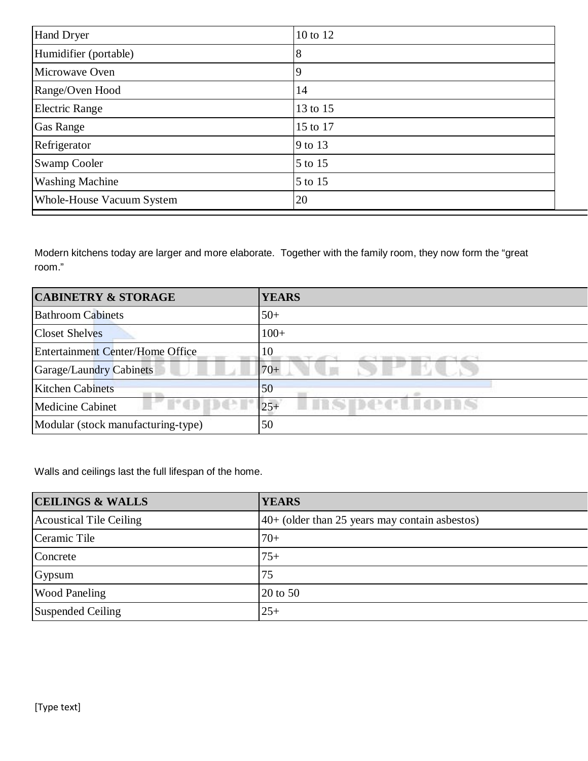| Hand Dryer | 10 to 12 |
|---|---|
| Humidifier (portable) | 8 |
| Microwave Oven | 9 |
| Range/Oven Hood | 14 |
| Electric Range | 13 to 15 |
| Gas Range | 15 to 17 |
| Refrigerator | 9 to 13 |
| Swamp Cooler | 5 to 15 |
| Washing Machine | 5 to 15 |
| Whole-House Vacuum System | 20 |

Modern kitchens today are larger and more elaborate. Together with the family room, they now form the "great room."

| CABINETRY & STORAGE | YEARS |
|---|---|
| Bathroom Cabinets | 50+ |
| Closet Shelves | 100+ |
| Entertainment Center/Home Office | 10 |
| Garage/Laundry Cabinets | 70+ |
| Kitchen Cabinets | 50 |
| Medicine Cabinet | 25+ |
| Modular (stock manufacturing-type) | 50 |

Walls and ceilings last the full lifespan of the home.

| CEILINGS & WALLS | YEARS |
|---|---|
| Acoustical Tile Ceiling | 40+ (older than 25 years may contain asbestos) |
| Ceramic Tile | 70+ |
| Concrete | 75+ |
| Gypsum | 75 |
| Wood Paneling | 20 to 50 |
| Suspended Ceiling | 25+ |

[Type text]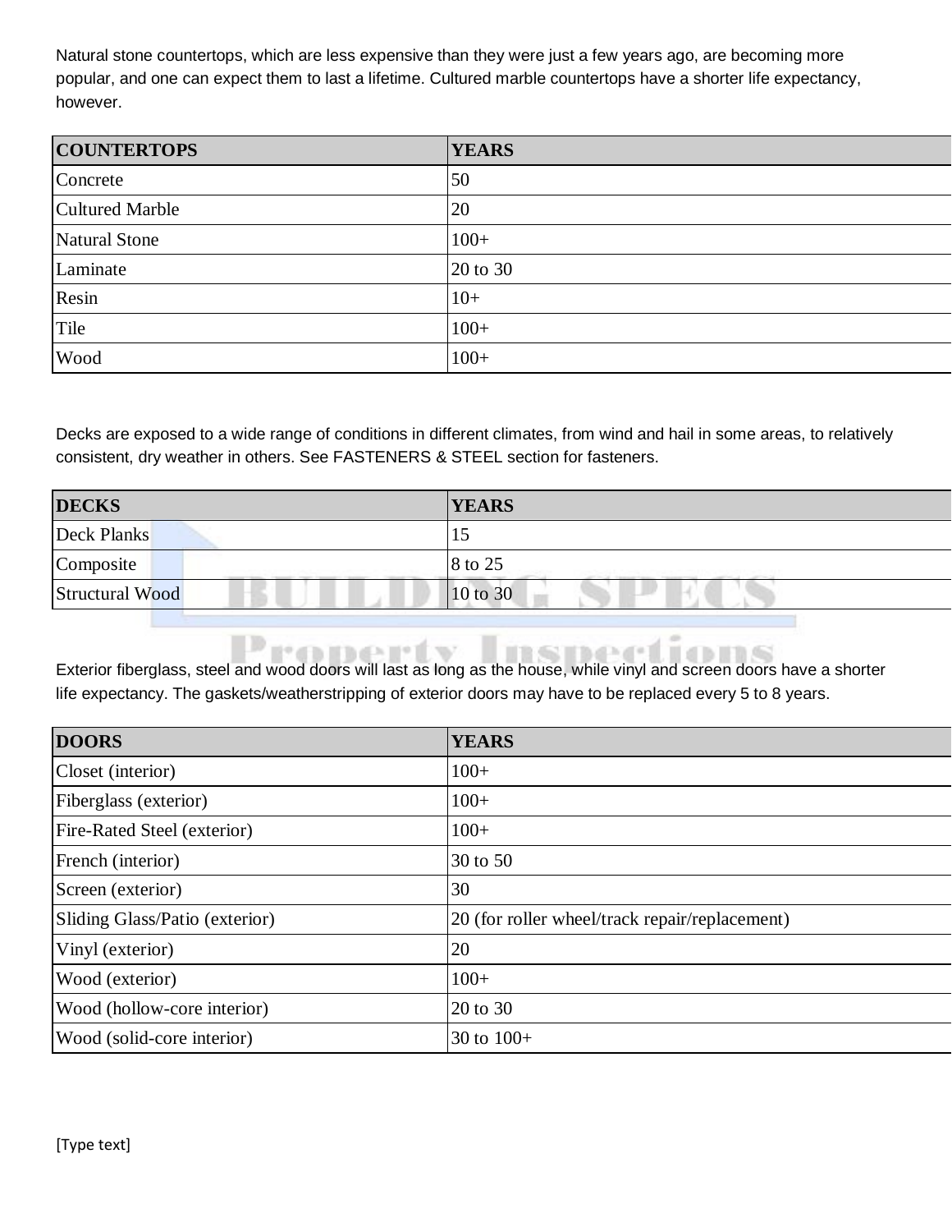Natural stone countertops, which are less expensive than they were just a few years ago, are becoming more popular, and one can expect them to last a lifetime. Cultured marble countertops have a shorter life expectancy, however.

| COUNTERTOPS | YEARS |
|---|---|
| Concrete | 50 |
| Cultured Marble | 20 |
| Natural Stone | 100+ |
| Laminate | 20 to 30 |
| Resin | 10+ |
| Tile | 100+ |
| Wood | 100+ |

Decks are exposed to a wide range of conditions in different climates, from wind and hail in some areas, to relatively consistent, dry weather in others. See FASTENERS & STEEL section for fasteners.

| DECKS | YEARS |
|---|---|
| Deck Planks | 15 |
| Composite | 8 to 25 |
| Structural Wood | 10 to 30 |

Exterior fiberglass, steel and wood doors will last as long as the house, while vinyl and screen doors have a shorter life expectancy. The gaskets/weatherstripping of exterior doors may have to be replaced every 5 to 8 years.

| DOORS | YEARS |
|---|---|
| Closet (interior) | 100+ |
| Fiberglass (exterior) | 100+ |
| Fire-Rated Steel (exterior) | 100+ |
| French (interior) | 30 to 50 |
| Screen (exterior) | 30 |
| Sliding Glass/Patio (exterior) | 20 (for roller wheel/track repair/replacement) |
| Vinyl (exterior) | 20 |
| Wood (exterior) | 100+ |
| Wood (hollow-core interior) | 20 to 30 |
| Wood (solid-core interior) | 30 to 100+ |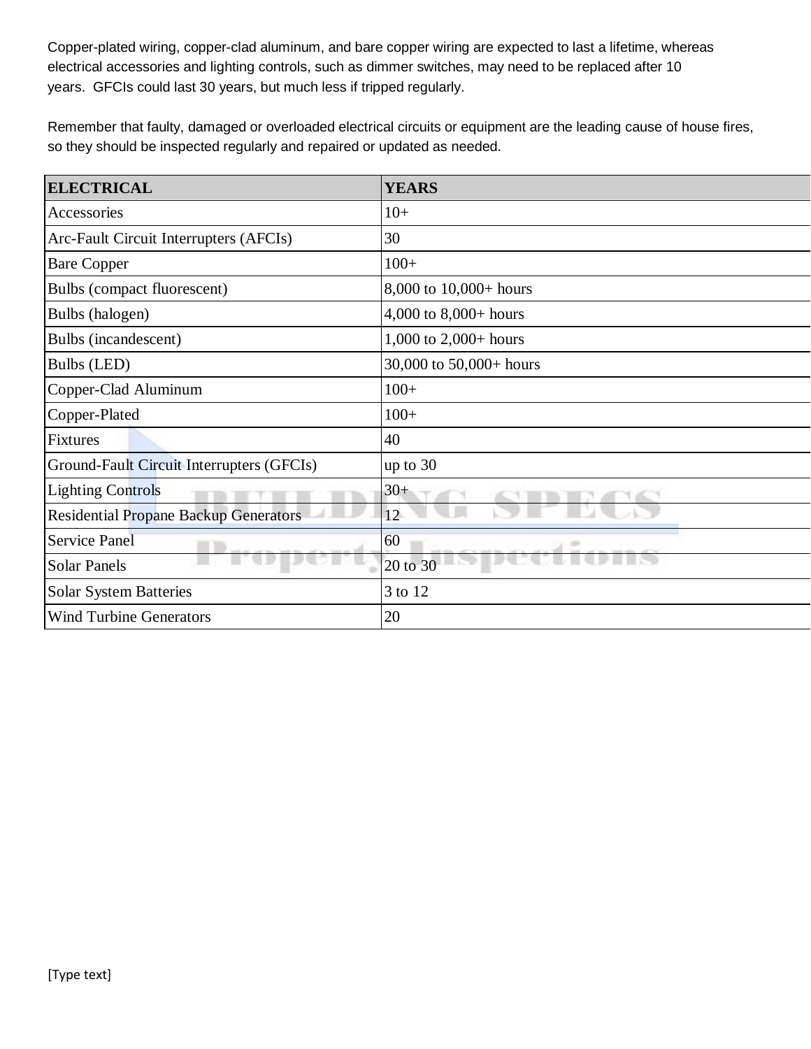Copper-plated wiring, copper-clad aluminum, and bare copper wiring are expected to last a lifetime, whereas electrical accessories and lighting controls, such as dimmer switches, may need to be replaced after 10 years. GFCIs could last 30 years, but much less if tripped regularly.

Remember that faulty, damaged or overloaded electrical circuits or equipment are the leading cause of house fires, so they should be inspected regularly and repaired or updated as needed.

| ELECTRICAL | YEARS |
|---|---|
| Accessories | 10+ |
| Arc-Fault Circuit Interrupters (AFCIs) | 30 |
| Bare Copper | 100+ |
| Bulbs (compact fluorescent) | 8,000 to 10,000+ hours |
| Bulbs (halogen) | 4,000 to 8,000+ hours |
| Bulbs (incandescent) | 1,000 to 2,000+ hours |
| Bulbs (LED) | 30,000 to 50,000+ hours |
| Copper-Clad Aluminum | 100+ |
| Copper-Plated | 100+ |
| Fixtures | 40 |
| Ground-Fault Circuit Interrupters (GFCIs) | up to 30 |
| Lighting Controls | 30+ |
| Residential Propane Backup Generators | 12 |
| Service Panel | 60 |
| Solar Panels | 20 to 30 |
| Solar System Batteries | 3 to 12 |
| Wind Turbine Generators | 20 |

[Type text]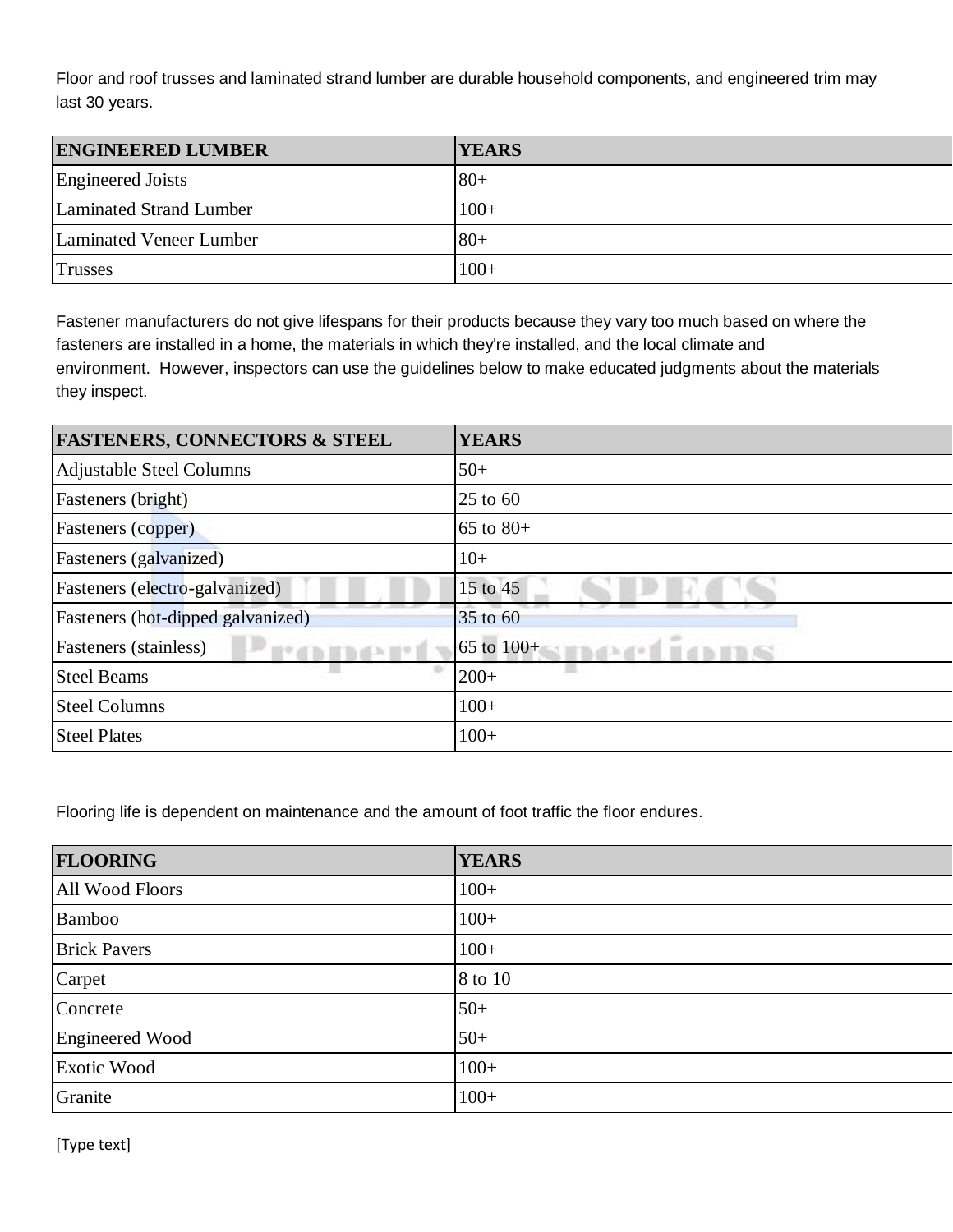Floor and roof trusses and laminated strand lumber are durable household components, and engineered trim may last 30 years.

| ENGINEERED LUMBER | YEARS |
|---|---|
| Engineered Joists | 80+ |
| Laminated Strand Lumber | 100+ |
| Laminated Veneer Lumber | 80+ |
| Trusses | 100+ |

Fastener manufacturers do not give lifespans for their products because they vary too much based on where the fasteners are installed in a home, the materials in which they're installed, and the local climate and environment. However, inspectors can use the guidelines below to make educated judgments about the materials they inspect.

| FASTENERS, CONNECTORS & STEEL | YEARS |
|---|---|
| Adjustable Steel Columns | 50+ |
| Fasteners (bright) | 25 to 60 |
| Fasteners (copper) | 65 to 80+ |
| Fasteners (galvanized) | 10+ |
| Fasteners (electro-galvanized) | 15 to 45 |
| Fasteners (hot-dipped galvanized) | 35 to 60 |
| Fasteners (stainless) | 65 to 100+ |
| Steel Beams | 200+ |
| Steel Columns | 100+ |
| Steel Plates | 100+ |

Flooring life is dependent on maintenance and the amount of foot traffic the floor endures.

| FLOORING | YEARS |
|---|---|
| All Wood Floors | 100+ |
| Bamboo | 100+ |
| Brick Pavers | 100+ |
| Carpet | 8 to 10 |
| Concrete | 50+ |
| Engineered Wood | 50+ |
| Exotic Wood | 100+ |
| Granite | 100+ |

[Type text]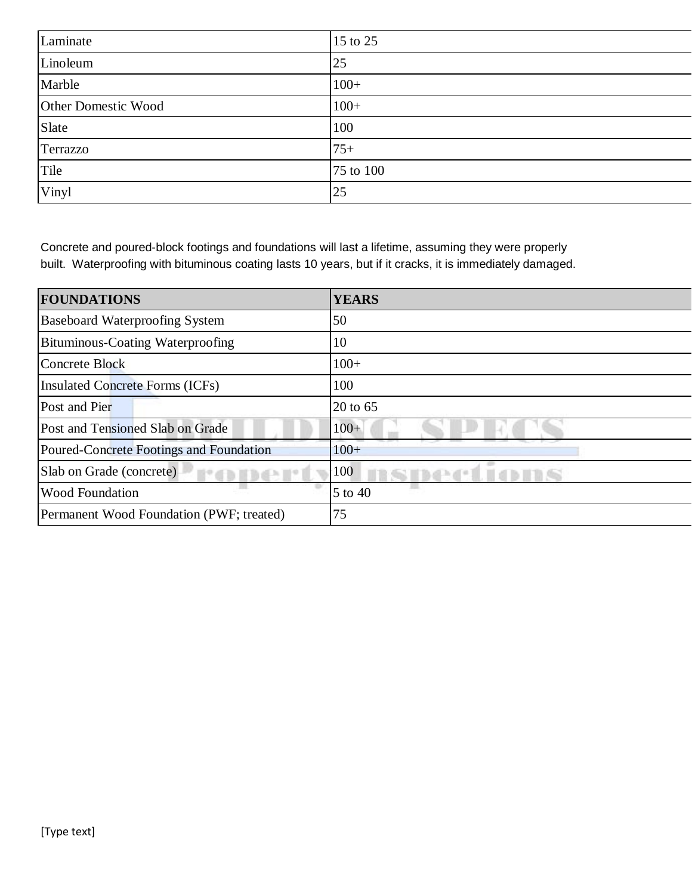| | |
|---|---|
| Laminate | 15 to 25 |
| Linoleum | 25 |
| Marble | 100+ |
| Other Domestic Wood | 100+ |
| Slate | 100 |
| Terrazzo | 75+ |
| Tile | 75 to 100 |
| Vinyl | 25 |

Concrete and poured-block footings and foundations will last a lifetime, assuming they were properly built. Waterproofing with bituminous coating lasts 10 years, but if it cracks, it is immediately damaged.

| FOUNDATIONS | YEARS |
|---|---|
| Baseboard Waterproofing System | 50 |
| Bituminous-Coating Waterproofing | 10 |
| Concrete Block | 100+ |
| Insulated Concrete Forms (ICFs) | 100 |
| Post and Pier | 20 to 65 |
| Post and Tensioned Slab on Grade | 100+ |
| Poured-Concrete Footings and Foundation | 100+ |
| Slab on Grade (concrete) | 100 |
| Wood Foundation | 5 to 40 |
| Permanent Wood Foundation (PWF; treated) | 75 |

[Type text]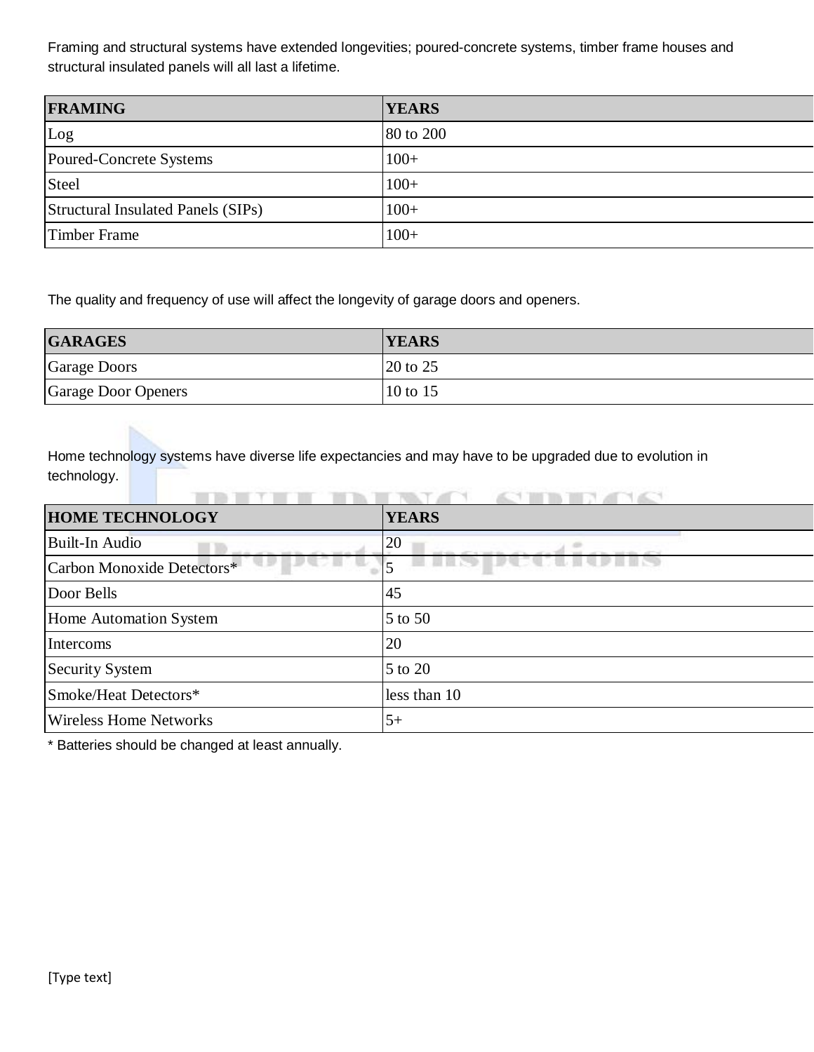Framing and structural systems have extended longevities; poured-concrete systems, timber frame houses and structural insulated panels will all last a lifetime.

| FRAMING | YEARS |
|---|---|
| Log | 80 to 200 |
| Poured-Concrete Systems | 100+ |
| Steel | 100+ |
| Structural Insulated Panels (SIPs) | 100+ |
| Timber Frame | 100+ |

The quality and frequency of use will affect the longevity of garage doors and openers.

| GARAGES | YEARS |
|---|---|
| Garage Doors | 20 to 25 |
| Garage Door Openers | 10 to 15 |

Home technology systems have diverse life expectancies and may have to be upgraded due to evolution in technology.

| HOME TECHNOLOGY | YEARS |
|---|---|
| Built-In Audio | 20 |
| Carbon Monoxide Detectors* | 5 |
| Door Bells | 45 |
| Home Automation System | 5 to 50 |
| Intercoms | 20 |
| Security System | 5 to 20 |
| Smoke/Heat Detectors* | less than 10 |
| Wireless Home Networks | 5+ |

* Batteries should be changed at least annually.

[Type text]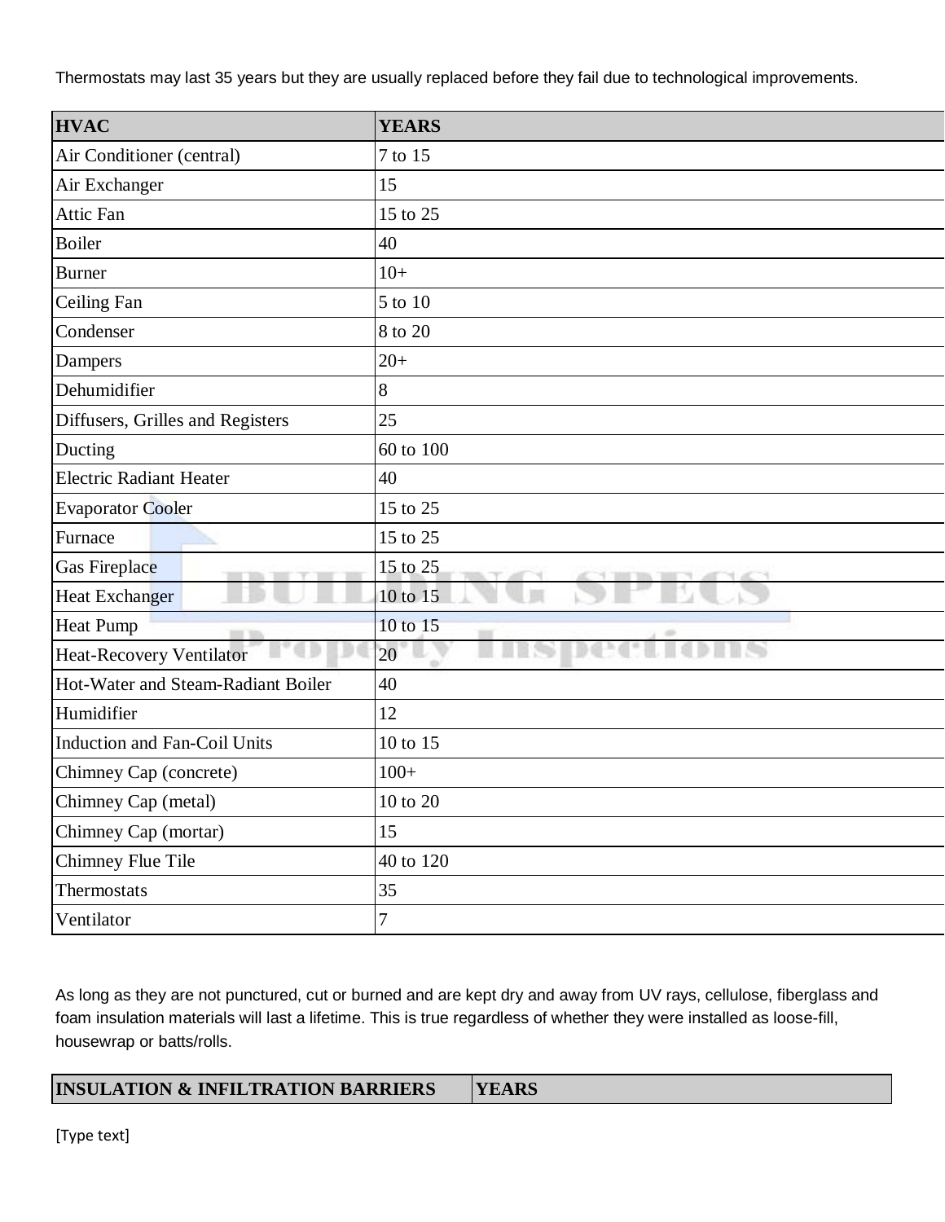Thermostats may last 35 years but they are usually replaced before they fail due to technological improvements.

| HVAC | YEARS |
|---|---|
| Air Conditioner (central) | 7 to 15 |
| Air Exchanger | 15 |
| Attic Fan | 15 to 25 |
| Boiler | 40 |
| Burner | 10+ |
| Ceiling Fan | 5 to 10 |
| Condenser | 8 to 20 |
| Dampers | 20+ |
| Dehumidifier | 8 |
| Diffusers, Grilles and Registers | 25 |
| Ducting | 60 to 100 |
| Electric Radiant Heater | 40 |
| Evaporator Cooler | 15 to 25 |
| Furnace | 15 to 25 |
| Gas Fireplace | 15 to 25 |
| Heat Exchanger | 10 to 15 |
| Heat Pump | 10 to 15 |
| Heat-Recovery Ventilator | 20 |
| Hot-Water and Steam-Radiant Boiler | 40 |
| Humidifier | 12 |
| Induction and Fan-Coil Units | 10 to 15 |
| Chimney Cap (concrete) | 100+ |
| Chimney Cap (metal) | 10 to 20 |
| Chimney Cap (mortar) | 15 |
| Chimney Flue Tile | 40 to 120 |
| Thermostats | 35 |
| Ventilator | 7 |

As long as they are not punctured, cut or burned and are kept dry and away from UV rays, cellulose, fiberglass and foam insulation materials will last a lifetime. This is true regardless of whether they were installed as loose-fill, housewrap or batts/rolls.

| INSULATION & INFILTRATION BARRIERS | YEARS |
|---|---|

[Type text]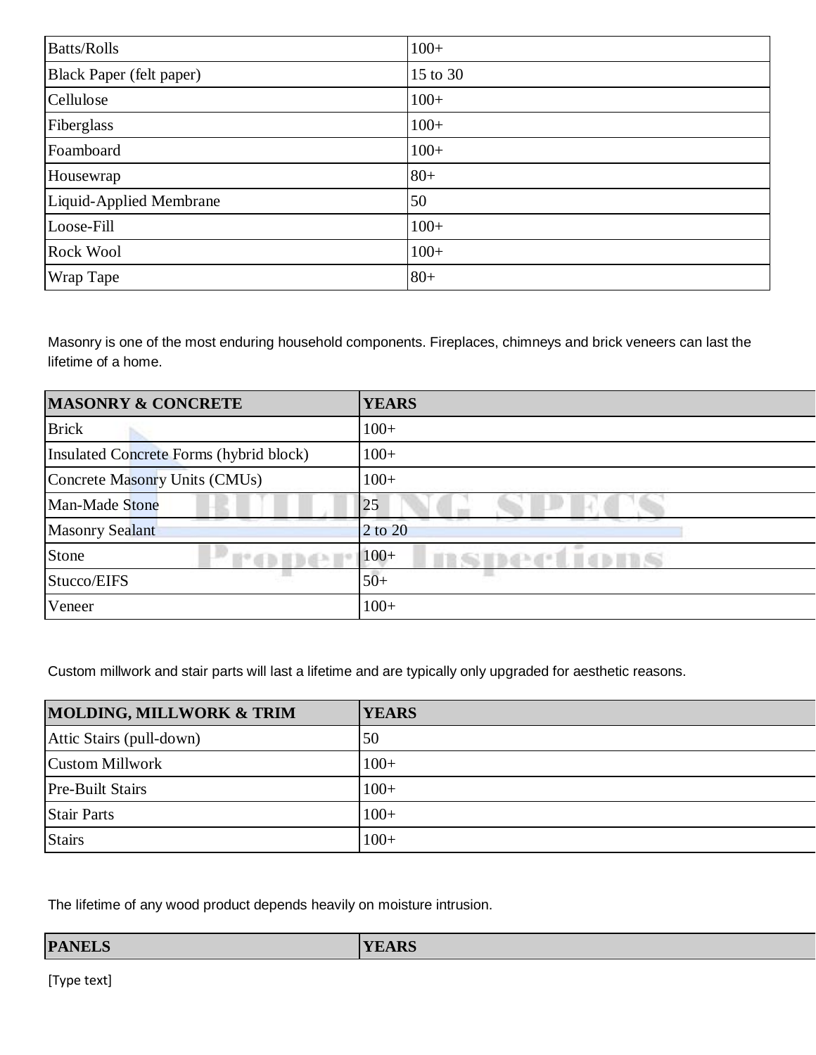| | |
|---|---|
| Batts/Rolls | 100+ |
| Black Paper (felt paper) | 15 to 30 |
| Cellulose | 100+ |
| Fiberglass | 100+ |
| Foamboard | 100+ |
| Housewrap | 80+ |
| Liquid-Applied Membrane | 50 |
| Loose-Fill | 100+ |
| Rock Wool | 100+ |
| Wrap Tape | 80+ |

Masonry is one of the most enduring household components. Fireplaces, chimneys and brick veneers can last the lifetime of a home.

| MASONRY & CONCRETE | YEARS |
|---|---|
| Brick | 100+ |
| Insulated Concrete Forms (hybrid block) | 100+ |
| Concrete Masonry Units (CMUs) | 100+ |
| Man-Made Stone | 25 |
| Masonry Sealant | 2 to 20 |
| Stone | 100+ |
| Stucco/EIFS | 50+ |
| Veneer | 100+ |

Custom millwork and stair parts will last a lifetime and are typically only upgraded for aesthetic reasons.

| MOLDING, MILLWORK & TRIM | YEARS |
|---|---|
| Attic Stairs (pull-down) | 50 |
| Custom Millwork | 100+ |
| Pre-Built Stairs | 100+ |
| Stair Parts | 100+ |
| Stairs | 100+ |

The lifetime of any wood product depends heavily on moisture intrusion.

| PANELS | YEARS |
|---|---|

[Type text]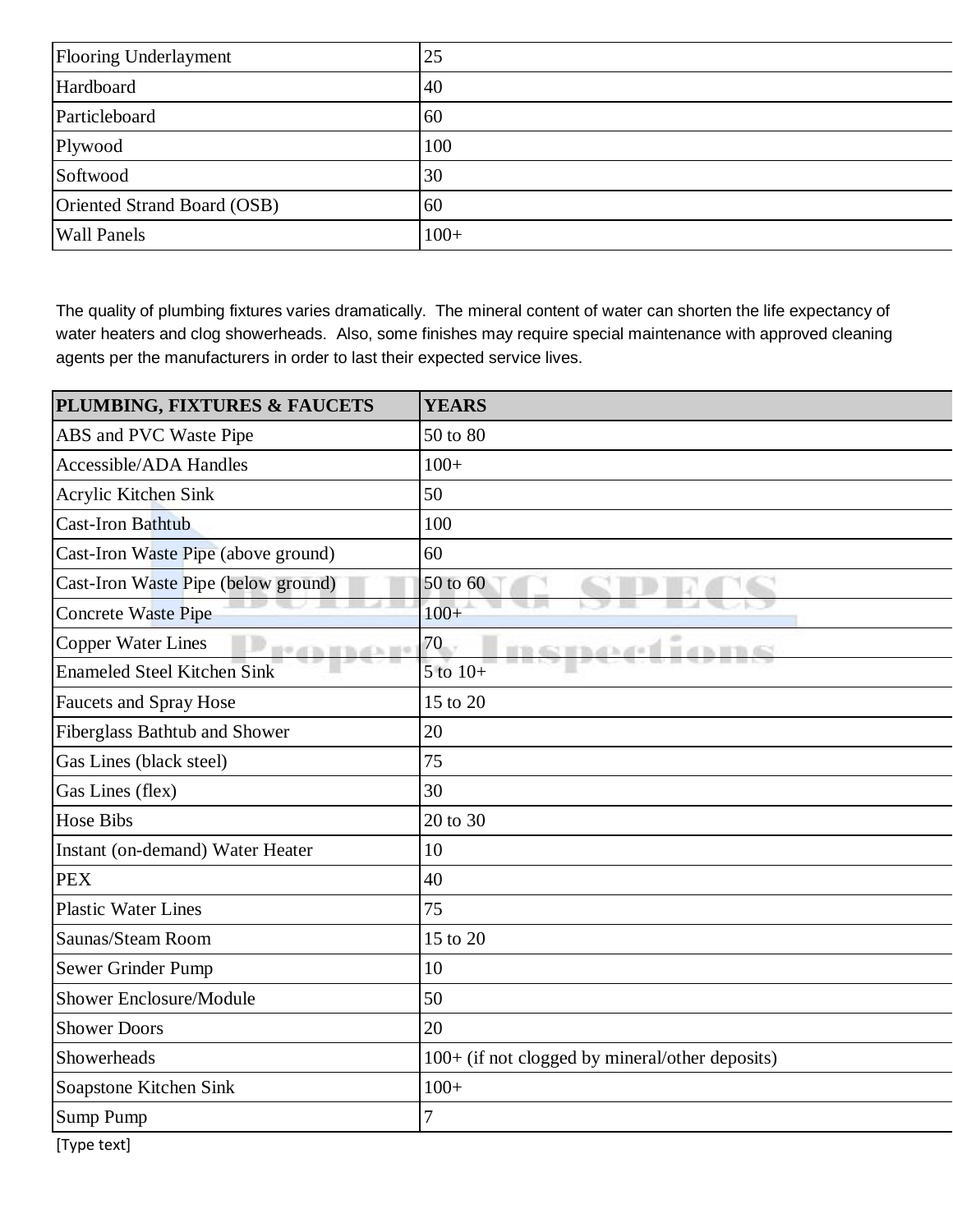| | |
|---|---|
| Flooring Underlayment | 25 |
| Hardboard | 40 |
| Particleboard | 60 |
| Plywood | 100 |
| Softwood | 30 |
| Oriented Strand Board (OSB) | 60 |
| Wall Panels | 100+ |

The quality of plumbing fixtures varies dramatically. The mineral content of water can shorten the life expectancy of water heaters and clog showerheads. Also, some finishes may require special maintenance with approved cleaning agents per the manufacturers in order to last their expected service lives.

| PLUMBING, FIXTURES & FAUCETS | YEARS |
|---|---|
| ABS and PVC Waste Pipe | 50 to 80 |
| Accessible/ADA Handles | 100+ |
| Acrylic Kitchen Sink | 50 |
| Cast-Iron Bathtub | 100 |
| Cast-Iron Waste Pipe (above ground) | 60 |
| Cast-Iron Waste Pipe (below ground) | 50 to 60 |
| Concrete Waste Pipe | 100+ |
| Copper Water Lines | 70 |
| Enameled Steel Kitchen Sink | 5 to 10+ |
| Faucets and Spray Hose | 15 to 20 |
| Fiberglass Bathtub and Shower | 20 |
| Gas Lines (black steel) | 75 |
| Gas Lines (flex) | 30 |
| Hose Bibs | 20 to 30 |
| Instant (on-demand) Water Heater | 10 |
| PEX | 40 |
| Plastic Water Lines | 75 |
| Saunas/Steam Room | 15 to 20 |
| Sewer Grinder Pump | 10 |
| Shower Enclosure/Module | 50 |
| Shower Doors | 20 |
| Showerheads | 100+ (if not clogged by mineral/other deposits) |
| Soapstone Kitchen Sink | 100+ |
| Sump Pump | 7 |

[Type text]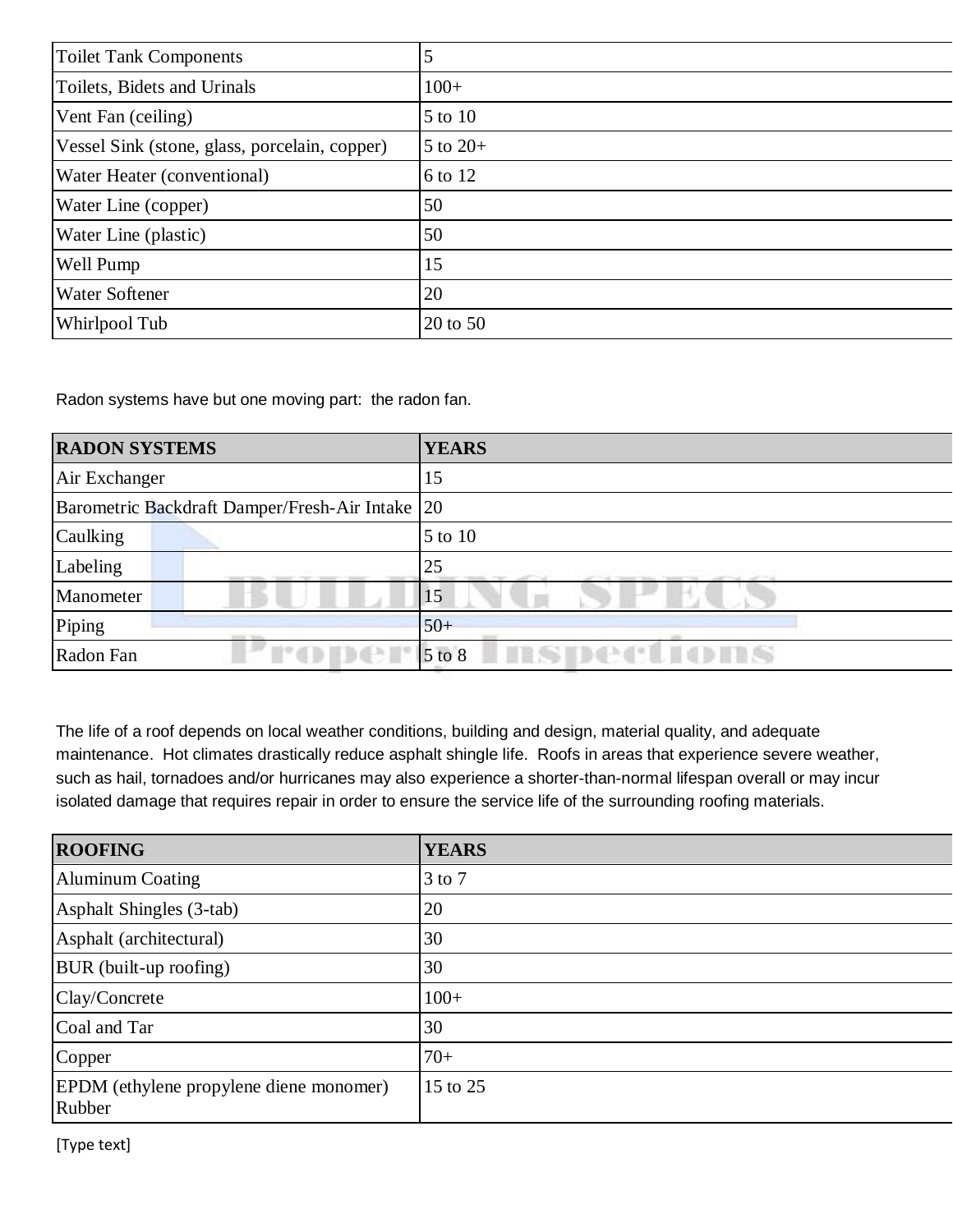| | |
|---|---|
| Toilet Tank Components | 5 |
| Toilets, Bidets and Urinals | 100+ |
| Vent Fan (ceiling) | 5 to 10 |
| Vessel Sink (stone, glass, porcelain, copper) | 5 to 20+ |
| Water Heater (conventional) | 6 to 12 |
| Water Line (copper) | 50 |
| Water Line (plastic) | 50 |
| Well Pump | 15 |
| Water Softener | 20 |
| Whirlpool Tub | 20 to 50 |

Radon systems have but one moving part: the radon fan.

| RADON SYSTEMS | YEARS |
|---|---|
| Air Exchanger | 15 |
| Barometric Backdraft Damper/Fresh-Air Intake | 20 |
| Caulking | 5 to 10 |
| Labeling | 25 |
| Manometer | 15 |
| Piping | 50+ |
| Radon Fan | 5 to 8 |

The life of a roof depends on local weather conditions, building and design, material quality, and adequate maintenance. Hot climates drastically reduce asphalt shingle life. Roofs in areas that experience severe weather, such as hail, tornadoes and/or hurricanes may also experience a shorter-than-normal lifespan overall or may incur isolated damage that requires repair in order to ensure the service life of the surrounding roofing materials.

| ROOFING | YEARS |
|---|---|
| Aluminum Coating | 3 to 7 |
| Asphalt Shingles (3-tab) | 20 |
| Asphalt (architectural) | 30 |
| BUR (built-up roofing) | 30 |
| Clay/Concrete | 100+ |
| Coal and Tar | 30 |
| Copper | 70+ |
| EPDM (ethylene propylene diene monomer) Rubber | 15 to 25 |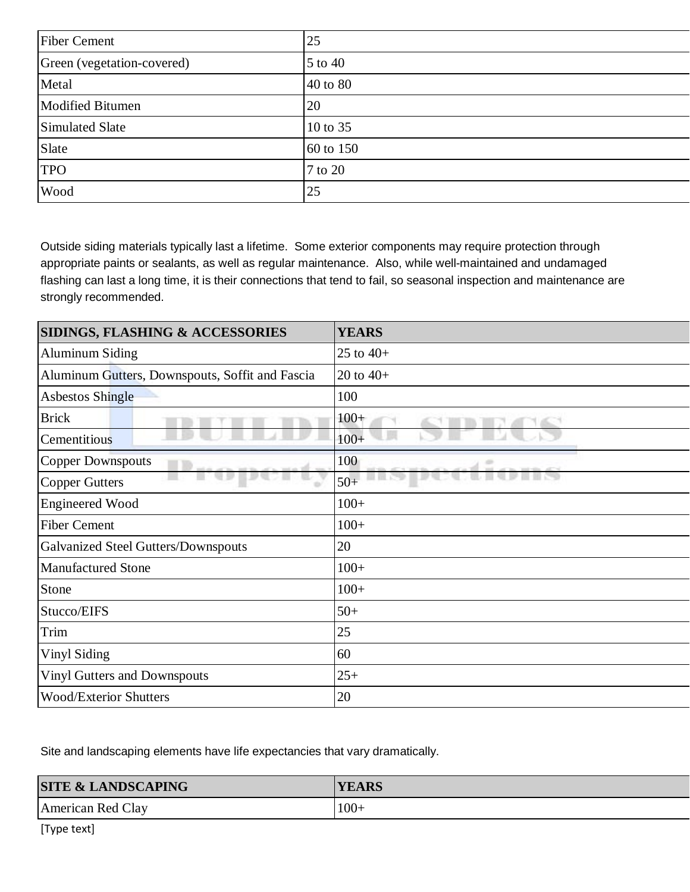| | |
|---|---|
| Fiber Cement | 25 |
| Green (vegetation-covered) | 5 to 40 |
| Metal | 40 to 80 |
| Modified Bitumen | 20 |
| Simulated Slate | 10 to 35 |
| Slate | 60 to 150 |
| TPO | 7 to 20 |
| Wood | 25 |

Outside siding materials typically last a lifetime. Some exterior components may require protection through appropriate paints or sealants, as well as regular maintenance. Also, while well-maintained and undamaged flashing can last a long time, it is their connections that tend to fail, so seasonal inspection and maintenance are strongly recommended.

| SIDINGS, FLASHING & ACCESSORIES | YEARS |
|---|---|
| Aluminum Siding | 25 to 40+ |
| Aluminum Gutters, Downspouts, Soffit and Fascia | 20 to 40+ |
| Asbestos Shingle | 100 |
| Brick | 100+ |
| Cementitious | 100+ |
| Copper Downspouts | 100 |
| Copper Gutters | 50+ |
| Engineered Wood | 100+ |
| Fiber Cement | 100+ |
| Galvanized Steel Gutters/Downspouts | 20 |
| Manufactured Stone | 100+ |
| Stone | 100+ |
| Stucco/EIFS | 50+ |
| Trim | 25 |
| Vinyl Siding | 60 |
| Vinyl Gutters and Downspouts | 25+ |
| Wood/Exterior Shutters | 20 |

Site and landscaping elements have life expectancies that vary dramatically.

| SITE & LANDSCAPING | YEARS |
|---|---|
| American Red Clay | 100+ |

[Type text]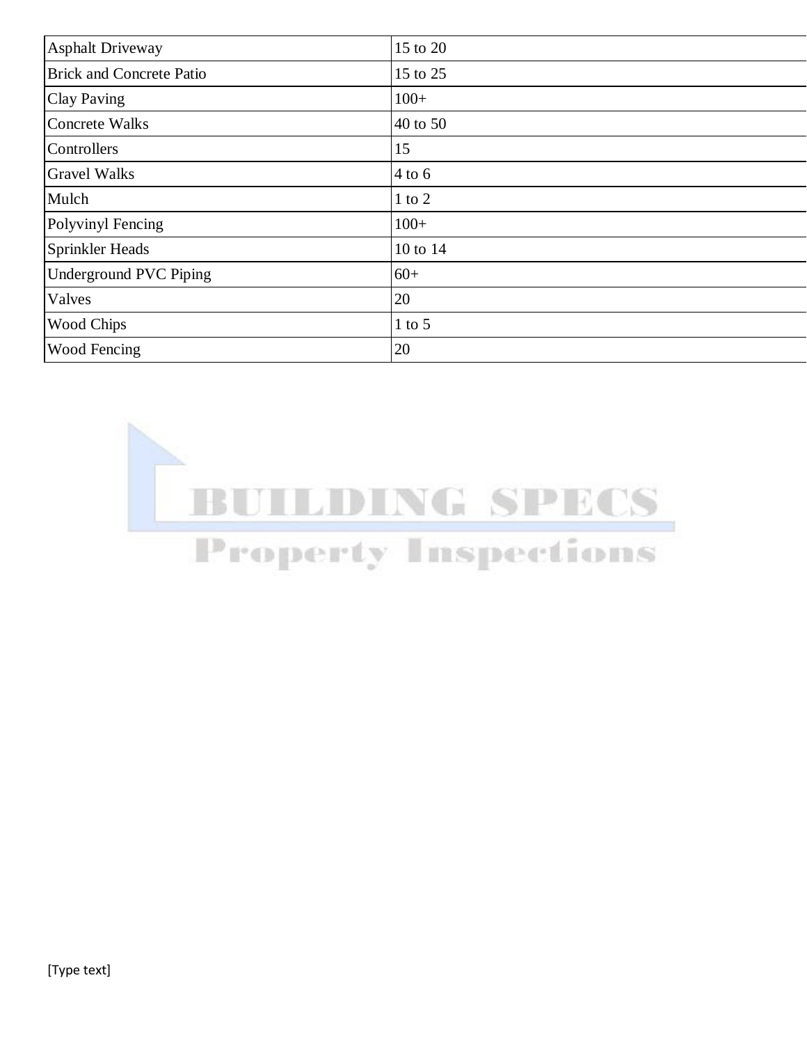| | |
|---|---|
| Asphalt Driveway | 15 to 20 |
| Brick and Concrete Patio | 15 to 25 |
| Clay Paving | 100+ |
| Concrete Walks | 40 to 50 |
| Controllers | 15 |
| Gravel Walks | 4 to 6 |
| Mulch | 1 to 2 |
| Polyvinyl Fencing | 100+ |
| Sprinkler Heads | 10 to 14 |
| Underground PVC Piping | 60+ |
| Valves | 20 |
| Wood Chips | 1 to 5 |
| Wood Fencing | 20 |

[Type text]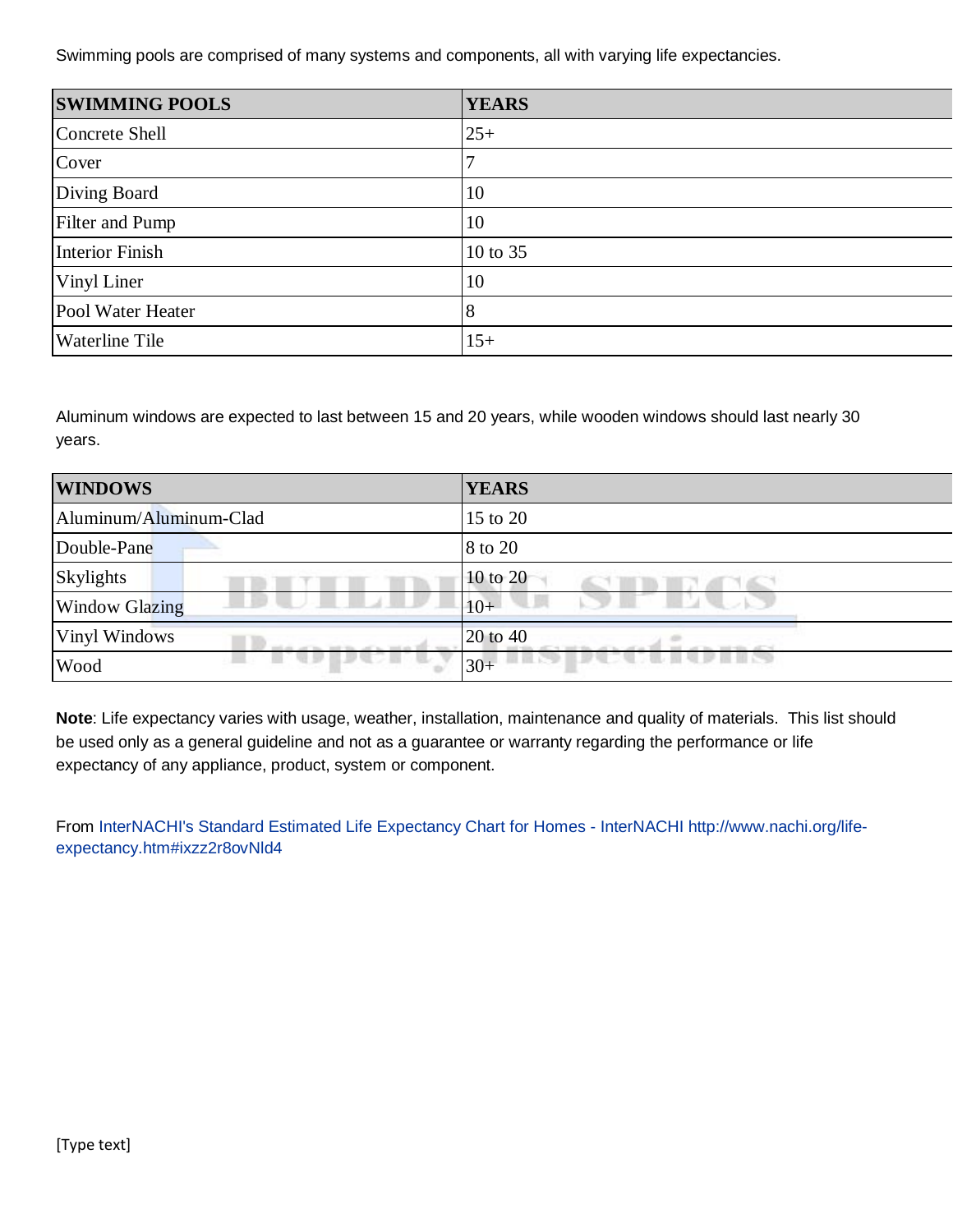Swimming pools are comprised of many systems and components, all with varying life expectancies.

| SWIMMING POOLS | YEARS |
| --- | --- |
| Concrete Shell | 25+ |
| Cover | 7 |
| Diving Board | 10 |
| Filter and Pump | 10 |
| Interior Finish | 10 to 35 |
| Vinyl Liner | 10 |
| Pool Water Heater | 8 |
| Waterline Tile | 15+ |

Aluminum windows are expected to last between 15 and 20 years, while wooden windows should last nearly 30 years.

| WINDOWS | YEARS |
| --- | --- |
| Aluminum/Aluminum-Clad | 15 to 20 |
| Double-Pane | 8 to 20 |
| Skylights | 10 to 20 |
| Window Glazing | 10+ |
| Vinyl Windows | 20 to 40 |
| Wood | 30+ |

**Note**: Life expectancy varies with usage, weather, installation, maintenance and quality of materials. This list should be used only as a general guideline and not as a guarantee or warranty regarding the performance or life expectancy of any appliance, product, system or component.

From InterNACHI's Standard Estimated Life Expectancy Chart for Homes - InterNACHI http://www.nachi.org/life-expectancy.htm#ixzz2r8ovNld4

[Type text]